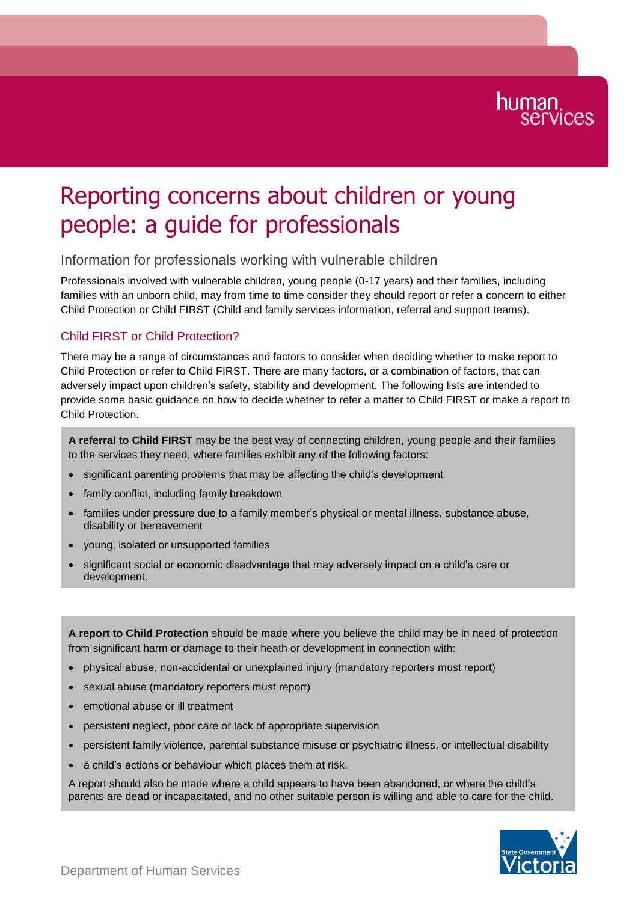# Reporting concerns about children or young people: a guide for professionals

## Information for professionals working with vulnerable children

Professionals involved with vulnerable children, young people (0-17 years) and their families, including families with an unborn child, may from time to time consider they should report or refer a concern to either Child Protection or Child FIRST (Child and family services information, referral and support teams).

### Child FIRST or Child Protection?

There may be a range of circumstances and factors to consider when deciding whether to make report to Child Protection or refer to Child FIRST. There are many factors, or a combination of factors, that can adversely impact upon children's safety, stability and development. The following lists are intended to provide some basic guidance on how to decide whether to refer a matter to Child FIRST or make a report to Child Protection.

**A referral to Child FIRST** may be the best way of connecting children, young people and their families to the services they need, where families exhibit any of the following factors:

- significant parenting problems that may be affecting the child's development
- family conflict, including family breakdown
- families under pressure due to a family member's physical or mental illness, substance abuse, disability or bereavement
- young, isolated or unsupported families
- significant social or economic disadvantage that may adversely impact on a child's care or development.

**A report to Child Protection** should be made where you believe the child may be in need of protection from significant harm or damage to their heath or development in connection with:

- physical abuse, non-accidental or unexplained injury (mandatory reporters must report)
- sexual abuse (mandatory reporters must report)
- emotional abuse or ill treatment
- persistent neglect, poor care or lack of appropriate supervision
- persistent family violence, parental substance misuse or psychiatric illness, or intellectual disability
- a child's actions or behaviour which places them at risk.

A report should also be made where a child appears to have been abandoned, or where the child's parents are dead or incapacitated, and no other suitable person is willing and able to care for the child.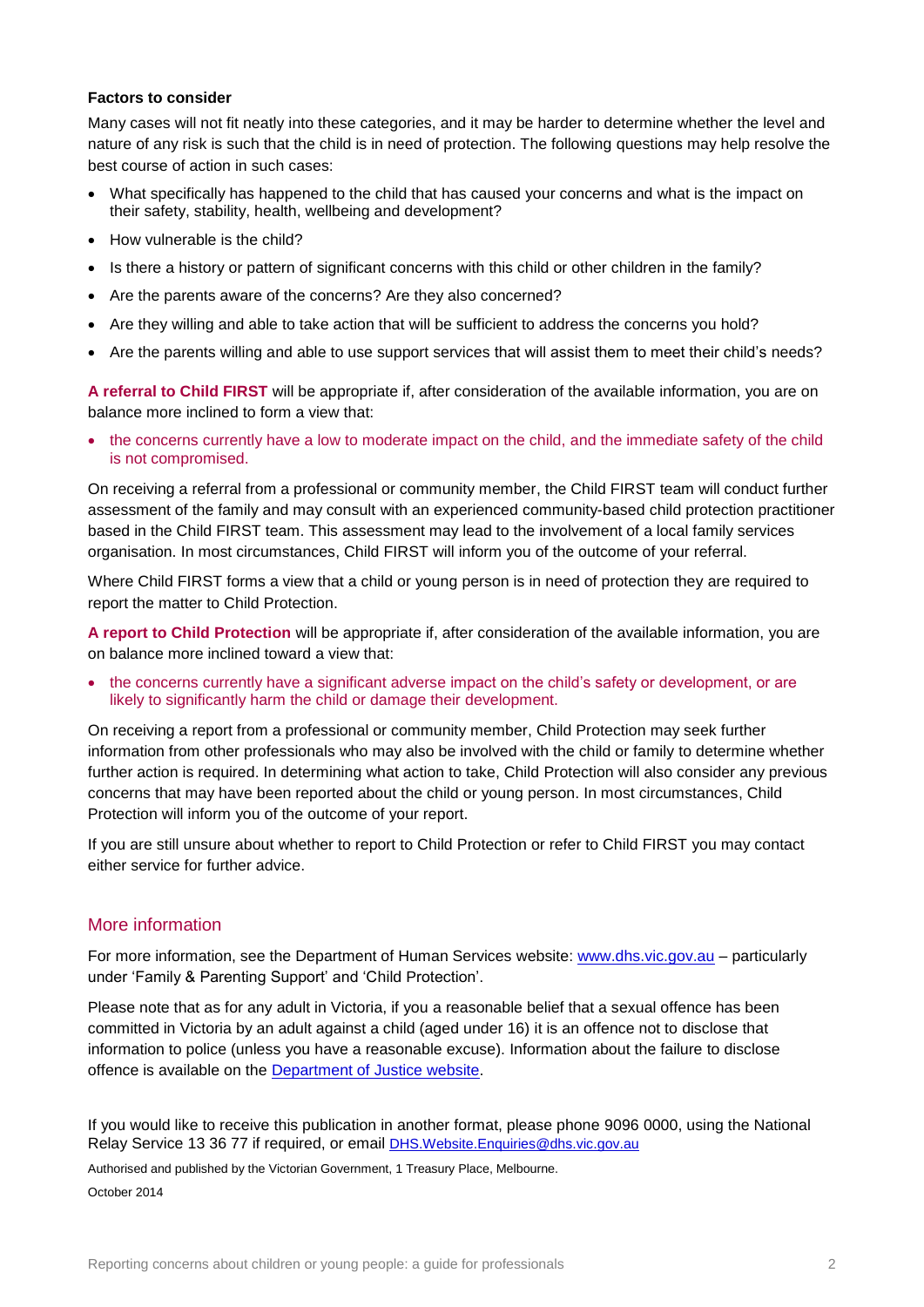#### Factors to consider

Many cases will not fit neatly into these categories, and it may be harder to determine whether the level and nature of any risk is such that the child is in need of protection. The following questions may help resolve the best course of action in such cases:

- What specifically has happened to the child that has caused your concerns and what is the impact on their safety, stability, health, wellbeing and development?
- How vulnerable is the child?
- Is there a history or pattern of significant concerns with this child or other children in the family?
- Are the parents aware of the concerns? Are they also concerned?
- Are they willing and able to take action that will be sufficient to address the concerns you hold?
- Are the parents willing and able to use support services that will assist them to meet their child's needs?

**A referral to Child FIRST** will be appropriate if, after consideration of the available information, you are on balance more inclined to form a view that:

- the concerns currently have a low to moderate impact on the child, and the immediate safety of the child is not compromised.

On receiving a referral from a professional or community member, the Child FIRST team will conduct further assessment of the family and may consult with an experienced community-based child protection practitioner based in the Child FIRST team. This assessment may lead to the involvement of a local family services organisation. In most circumstances, Child FIRST will inform you of the outcome of your referral.

Where Child FIRST forms a view that a child or young person is in need of protection they are required to report the matter to Child Protection.

**A report to Child Protection** will be appropriate if, after consideration of the available information, you are on balance more inclined toward a view that:

- the concerns currently have a significant adverse impact on the child's safety or development, or are likely to significantly harm the child or damage their development.

On receiving a report from a professional or community member, Child Protection may seek further information from other professionals who may also be involved with the child or family to determine whether further action is required. In determining what action to take, Child Protection will also consider any previous concerns that may have been reported about the child or young person. In most circumstances, Child Protection will inform you of the outcome of your report.

If you are still unsure about whether to report to Child Protection or refer to Child FIRST you may contact either service for further advice.

## More information

For more information, see the Department of Human Services website: www.dhs.vic.gov.au – particularly under 'Family & Parenting Support' and 'Child Protection'.

Please note that as for any adult in Victoria, if you a reasonable belief that a sexual offence has been committed in Victoria by an adult against a child (aged under 16) it is an offence not to disclose that information to police (unless you have a reasonable excuse). Information about the failure to disclose offence is available on the Department of Justice website.

If you would like to receive this publication in another format, please phone 9096 0000, using the National Relay Service 13 36 77 if required, or email DHS.Website.Enquiries@dhs.vic.gov.au

Authorised and published by the Victorian Government, 1 Treasury Place, Melbourne.

October 2014